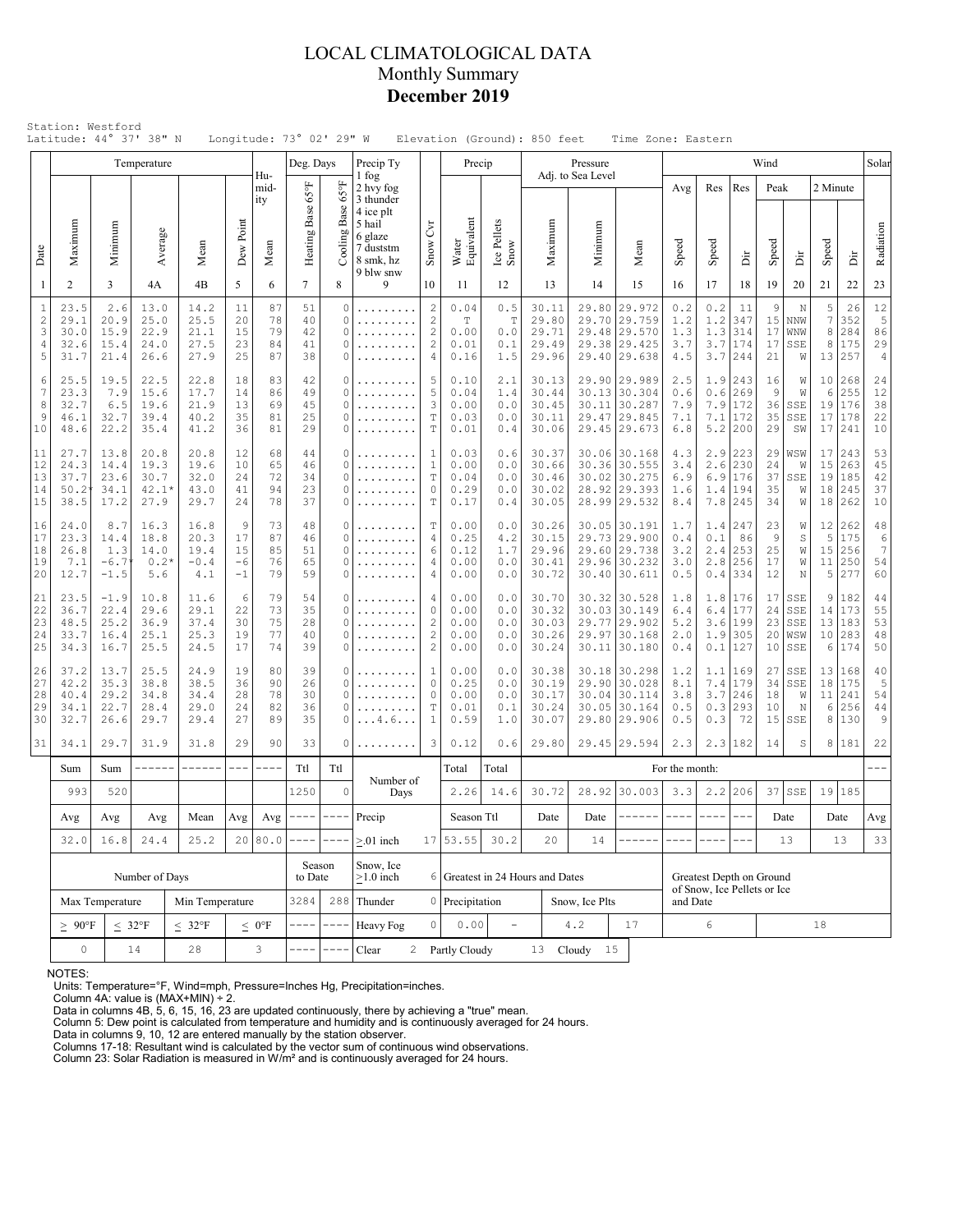# LOCAL CLIMATOLOGICAL DATA
## Monthly Summary
## December 2019

Station: Westford
Latitude: 44° 37' 38" N Longitude: 73° 02' 29" W Elevation (Ground): 850 feet Time Zone: Eastern

| Date | Temperature | | | | | Humidity | Deg. Days | | Precip Ty | | Precip | | Pressure Adj. to Sea Level | | | Wind | | | | | | | Solar |
|---|---|---|---|---|---|---|---|---|---|---|---|---|---|---|---|---|---|---|---|---|---|---|---|
| | Maximum | Minimum | Average | Mean | Dew Point | Mean | Heating Base 65°F | Cooling Base 65°F | 1 fog 2 hvy fog 3 thunder 4 ice plt 5 hail 6 glaze 7 duststm 8 smk, hz 9 blw snw | Snow Cvr | Water Equivalent | Ice Pellets Snow | Maximum | Minimum | Mean | Avg Speed | Res Speed | Res Dir | Peak Speed | Peak Dir | 2 Minute Speed | 2 Minute Dir | Radiation |
| 1 | 2 | 3 | 4A | 4B | 5 | 6 | 7 | 8 | 9 | 10 | 11 | 12 | 13 | 14 | 15 | 16 | 17 | 18 | 19 | 20 | 21 | 22 | 23 |
| 1 | 23.5 | 2.6 | 13.0 | 14.2 | 11 | 87 | 51 | 0 | ......... | 2 | 0.04 | 0.5 | 30.11 | 29.80 | 29.972 | 0.2 | 0.2 | 11 | 9 | N | 5 | 26 | 12 |
| 2 | 29.1 | 20.9 | 25.0 | 25.5 | 20 | 78 | 40 | 0 | ......... | 2 | T | T | 29.80 | 29.70 | 29.759 | 1.2 | 1.2 | 347 | 15 | NNW | 7 | 352 | 5 |
| 3 | 30.0 | 15.9 | 22.9 | 21.1 | 15 | 79 | 42 | 0 | ......... | 2 | 0.00 | 0.0 | 29.71 | 29.48 | 29.570 | 1.3 | 1.3 | 314 | 17 | WNW | 8 | 284 | 86 |
| 4 | 32.6 | 15.4 | 24.0 | 27.5 | 23 | 84 | 41 | 0 | ......... | 2 | 0.01 | 0.1 | 29.49 | 29.38 | 29.425 | 3.7 | 3.7 | 174 | 17 | SSE | 8 | 175 | 29 |
| 5 | 31.7 | 21.4 | 26.6 | 27.9 | 25 | 87 | 38 | 0 | ......... | 4 | 0.16 | 1.5 | 29.96 | 29.40 | 29.638 | 4.5 | 3.7 | 244 | 21 | W | 13 | 257 | 4 |
| 6 | 25.5 | 19.5 | 22.5 | 22.8 | 18 | 83 | 42 | 0 | ......... | 5 | 0.10 | 2.1 | 30.13 | 29.90 | 29.989 | 2.5 | 1.9 | 243 | 16 | W | 10 | 268 | 24 |
| 7 | 23.3 | 7.9 | 15.6 | 17.7 | 14 | 86 | 49 | 0 | ......... | 5 | 0.04 | 1.4 | 30.44 | 30.13 | 30.304 | 0.6 | 0.6 | 269 | 9 | W | 6 | 255 | 12 |
| 8 | 32.7 | 6.5 | 19.6 | 21.9 | 13 | 69 | 45 | 0 | ......... | 3 | 0.00 | 0.0 | 30.45 | 30.11 | 30.287 | 7.9 | 7.9 | 172 | 36 | SSE | 19 | 176 | 38 |
| 9 | 46.1 | 32.7 | 39.4 | 40.2 | 35 | 81 | 25 | 0 | ......... | T | 0.03 | 0.0 | 30.11 | 29.47 | 29.845 | 7.1 | 7.1 | 172 | 35 | SSE | 17 | 178 | 22 |
| 10 | 48.6 | 22.2 | 35.4 | 41.2 | 36 | 81 | 29 | 0 | ......... | T | 0.01 | 0.4 | 30.06 | 29.45 | 29.673 | 6.8 | 5.2 | 200 | 29 | SW | 17 | 241 | 10 |
| 11 | 27.7 | 13.8 | 20.8 | 20.8 | 12 | 68 | 44 | 0 | ......... | 1 | 0.03 | 0.6 | 30.37 | 30.06 | 30.168 | 4.3 | 2.9 | 223 | 29 | WSW | 17 | 243 | 53 |
| 12 | 24.3 | 14.4 | 19.3 | 19.6 | 10 | 65 | 46 | 0 | ......... | 1 | 0.00 | 0.0 | 30.66 | 30.36 | 30.555 | 3.4 | 2.6 | 230 | 24 | W | 15 | 263 | 45 |
| 13 | 37.7 | 23.6 | 30.7 | 32.0 | 24 | 72 | 34 | 0 | ......... | T | 0.04 | 0.0 | 30.46 | 30.02 | 30.275 | 6.9 | 6.9 | 176 | 37 | SSE | 19 | 185 | 42 |
| 14 | 50.2* | 34.1 | 42.1* | 43.0 | 41 | 94 | 23 | 0 | ......... | 0 | 0.29 | 0.0 | 30.02 | 28.92 | 29.393 | 1.6 | 1.4 | 194 | 35 | W | 18 | 245 | 37 |
| 15 | 38.5 | 17.2 | 27.9 | 29.7 | 24 | 78 | 37 | 0 | ......... | T | 0.17 | 0.4 | 30.05 | 28.99 | 29.532 | 8.4 | 7.8 | 245 | 34 | W | 18 | 262 | 10 |
| 16 | 24.0 | 8.7 | 16.3 | 16.8 | 9 | 73 | 48 | 0 | ......... | T | 0.00 | 0.0 | 30.26 | 30.05 | 30.191 | 1.7 | 1.4 | 247 | 23 | W | 12 | 262 | 48 |
| 17 | 23.3 | 14.4 | 18.8 | 20.3 | 17 | 87 | 46 | 0 | ......... | 4 | 0.25 | 4.2 | 30.15 | 29.73 | 29.900 | 0.4 | 0.1 | 86 | 9 | S | 5 | 175 | 6 |
| 18 | 26.8 | 1.3 | 14.0 | 19.4 | 15 | 85 | 51 | 0 | ......... | 6 | 0.12 | 1.7 | 29.96 | 29.60 | 29.738 | 3.2 | 2.4 | 253 | 25 | W | 15 | 256 | 7 |
| 19 | 7.1 | -6.7* | 0.2* | -0.4 | -6 | 76 | 65 | 0 | ......... | 4 | 0.00 | 0.0 | 30.41 | 29.96 | 30.232 | 3.0 | 2.8 | 256 | 17 | W | 11 | 250 | 54 |
| 20 | 12.7 | -1.5 | 5.6 | 4.1 | -1 | 79 | 59 | 0 | ......... | 4 | 0.00 | 0.0 | 30.72 | 30.40 | 30.611 | 0.5 | 0.4 | 334 | 12 | N | 5 | 277 | 60 |
| 21 | 23.5 | -1.9 | 10.8 | 11.6 | 6 | 79 | 54 | 0 | ......... | 4 | 0.00 | 0.0 | 30.70 | 30.32 | 30.528 | 1.8 | 1.8 | 176 | 17 | SSE | 9 | 182 | 44 |
| 22 | 36.7 | 22.4 | 29.6 | 29.1 | 22 | 73 | 35 | 0 | ......... | 0 | 0.00 | 0.0 | 30.32 | 30.03 | 30.149 | 6.4 | 6.4 | 177 | 24 | SSE | 14 | 173 | 55 |
| 23 | 48.5 | 25.2 | 36.9 | 37.4 | 30 | 75 | 28 | 0 | ......... | 2 | 0.00 | 0.0 | 30.03 | 29.77 | 29.902 | 5.2 | 3.6 | 199 | 23 | SSE | 13 | 183 | 53 |
| 24 | 33.7 | 16.4 | 25.1 | 25.3 | 19 | 77 | 40 | 0 | ......... | 2 | 0.00 | 0.0 | 30.26 | 29.97 | 30.168 | 2.0 | 1.9 | 305 | 20 | WSW | 10 | 283 | 48 |
| 25 | 34.3 | 16.7 | 25.5 | 24.5 | 17 | 74 | 39 | 0 | ......... | 2 | 0.00 | 0.0 | 30.24 | 30.11 | 30.180 | 0.4 | 0.1 | 127 | 10 | SSE | 6 | 174 | 50 |
| 26 | 37.2 | 13.7 | 25.5 | 24.9 | 19 | 80 | 39 | 0 | ......... | 1 | 0.00 | 0.0 | 30.38 | 30.18 | 30.298 | 1.2 | 1.1 | 169 | 27 | SSE | 13 | 168 | 40 |
| 27 | 42.2 | 35.3 | 38.8 | 38.5 | 36 | 90 | 26 | 0 | ......... | 0 | 0.25 | 0.0 | 30.19 | 29.90 | 30.028 | 8.1 | 7.4 | 179 | 34 | SSE | 18 | 175 | 5 |
| 28 | 40.4 | 29.2 | 34.8 | 34.4 | 28 | 78 | 30 | 0 | ......... | 0 | 0.00 | 0.0 | 30.17 | 30.04 | 30.114 | 3.8 | 3.7 | 246 | 18 | W | 11 | 241 | 54 |
| 29 | 34.1 | 22.7 | 28.4 | 29.0 | 24 | 82 | 36 | 0 | ......... | T | 0.01 | 0.1 | 30.24 | 30.05 | 30.164 | 0.5 | 0.3 | 293 | 10 | N | 6 | 256 | 44 |
| 30 | 32.7 | 26.6 | 29.7 | 29.4 | 27 | 89 | 35 | 0 | ...4.6.... | 1 | 0.59 | 1.0 | 30.07 | 29.80 | 29.906 | 0.5 | 0.3 | 72 | 15 | SSE | 8 | 130 | 9 |
| 31 | 34.1 | 29.7 | 31.9 | 31.8 | 29 | 90 | 33 | 0 | ......... | 3 | 0.12 | 0.6 | 29.80 | 29.45 | 29.594 | 2.3 | 2.3 | 182 | 14 | S | 8 | 181 | 22 |

| Sum | Sum | ------ | ------ | --- | ---- | Ttl | Ttl | Number of Days | | Total | Total | For the month: | | | | | | | | | | ---|
|---|---|---|---|---|---|---|---|---|---|---|---|---|---|---|---|---|---|---|---|---|---|---|
| 993 | 520 | | | | | 1250 | 0 | | | 2.26 | 14.6 | 30.72 | 28.92 | 30.003 | 3.3 | 2.2 | 206 | 37 | SSE | 19 | 185 | |
| Avg | Avg | Avg | Mean | Avg | Avg | ---- | ---- | Precip | | Season Ttl | | Date | Date | ------ | ---- | ---- | --- | Date | | Date | | Avg |
| 32.0 | 16.8 | 24.4 | 25.2 | 20 | 80.0 | ---- | ---- | ≥.01 inch | 17 | 53.55 | 30.2 | 20 | 14 | ------ | ---- | ---- | --- | 13 | | 13 | | 33 |

| Number of Days | | | | Season to Date | | Snow, Ice ≥1.0 inch | 6 | Greatest in 24 Hours and Dates | | | | Greatest Depth on Ground of Snow, Ice Pellets or Ice and Date | |
|---|---|---|---|---|---|---|---|---|---|---|---|---|---|
| Max Temperature | | Min Temperature | | 3284 | 288 | Thunder | 0 | Precipitation | | Snow, Ice Plts | | | |
| ≥ 90°F | ≤ 32°F | ≤ 32°F | ≤ 0°F | ---- | ---- | Heavy Fog | 0 | 0.00 | - | 4.2 | 17 | 6 | 18 |
| 0 | 14 | 28 | 3 | ---- | ---- | Clear | 2 | Partly Cloudy | 13 | Cloudy | 15 | | |

NOTES:
Units: Temperature=°F, Wind=mph, Pressure=Inches Hg, Precipitation=inches.
Column 4A: value is (MAX+MIN) ÷ 2.
Data in columns 4B, 5, 6, 15, 16, 23 are updated continuously, there by achieving a "true" mean.
Column 5: Dew point is calculated from temperature and humidity and is continuously averaged for 24 hours.
Data in columns 9, 10, 12 are entered manually by the station observer.
Columns 17-18: Resultant wind is calculated by the vector sum of continuous wind observations.
Column 23: Solar Radiation is measured in W/m² and is continuously averaged for 24 hours.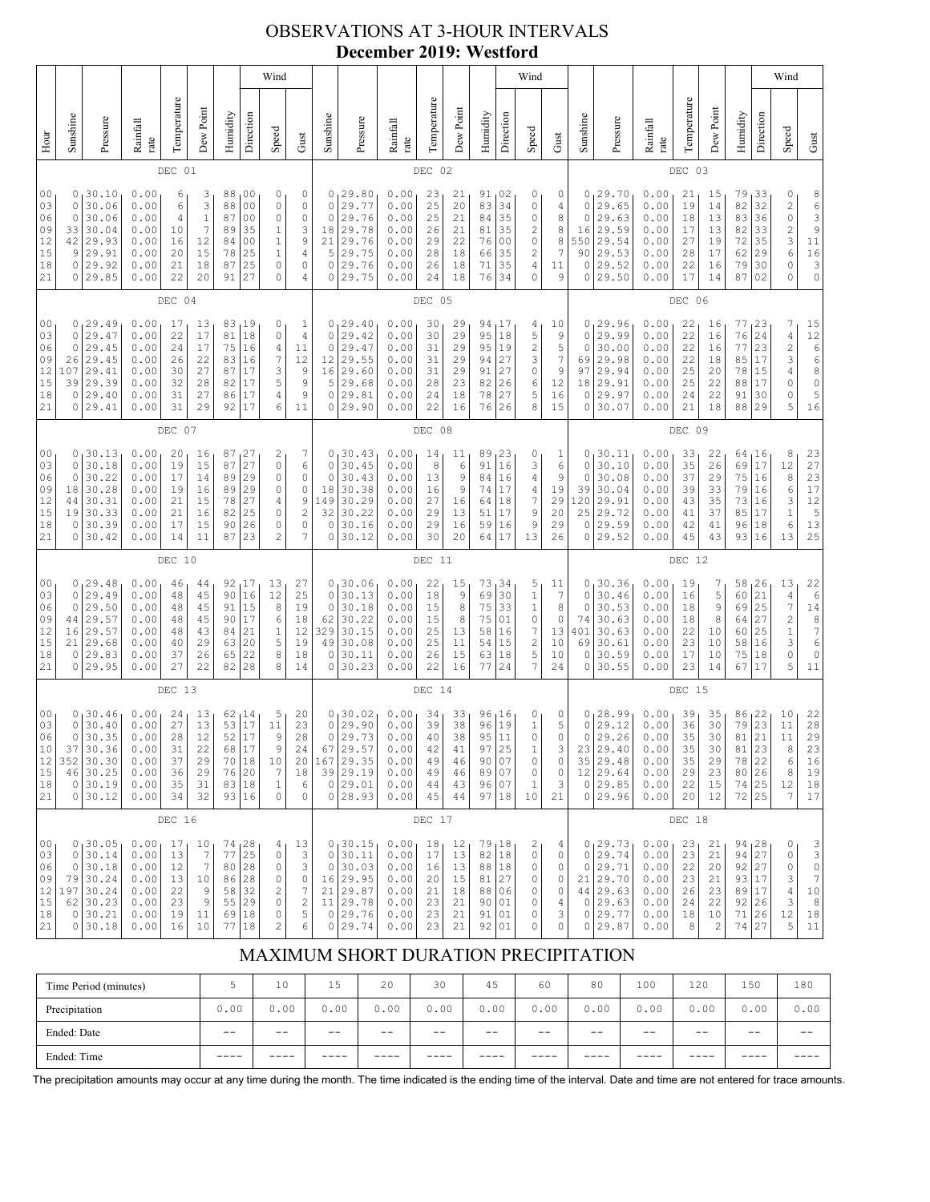# OBSERVATIONS AT 3-HOUR INTERVALS
## December 2019: Westford

### DEC 01

| Hour | Sunshine | Pressure | Rainfall rate | Temperature | Dew Point | Humidity | Wind Direction | Wind Speed | Wind Gust |
|---|---|---|---|---|---|---|---|---|---|
| 00 | 0 | 30.10 | 0.00 | 6 | 3 | 88 | 00 | 0 | 0 |
| 03 | 0 | 30.06 | 0.00 | 6 | 3 | 88 | 00 | 0 | 0 |
| 06 | 0 | 30.06 | 0.00 | 4 | 1 | 87 | 00 | 0 | 0 |
| 09 | 33 | 30.04 | 0.00 | 10 | 7 | 89 | 35 | 1 | 3 |
| 12 | 42 | 29.93 | 0.00 | 16 | 12 | 84 | 00 | 1 | 9 |
| 15 | 9 | 29.91 | 0.00 | 20 | 15 | 78 | 25 | 1 | 4 |
| 18 | 0 | 29.92 | 0.00 | 21 | 18 | 87 | 25 | 0 | 0 |
| 21 | 0 | 29.85 | 0.00 | 22 | 20 | 91 | 27 | 0 | 4 |

### DEC 02

| Hour | Sunshine | Pressure | Rainfall rate | Temperature | Dew Point | Humidity | Wind Direction | Wind Speed | Wind Gust |
|---|---|---|---|---|---|---|---|---|---|
| 00 | 0 | 29.80 | 0.00 | 23 | 21 | 91 | 02 | 0 | 0 |
| 03 | 0 | 29.77 | 0.00 | 25 | 20 | 83 | 34 | 0 | 4 |
| 06 | 0 | 29.76 | 0.00 | 25 | 21 | 84 | 35 | 0 | 8 |
| 09 | 18 | 29.78 | 0.00 | 26 | 21 | 81 | 35 | 2 | 8 |
| 12 | 21 | 29.76 | 0.00 | 29 | 22 | 76 | 00 | 0 | 8 |
| 15 | 5 | 29.75 | 0.00 | 28 | 18 | 66 | 35 | 2 | 7 |
| 18 | 0 | 29.76 | 0.00 | 26 | 18 | 71 | 35 | 4 | 11 |
| 21 | 0 | 29.75 | 0.00 | 24 | 18 | 76 | 34 | 0 | 9 |

### DEC 03

| Hour | Sunshine | Pressure | Rainfall rate | Temperature | Dew Point | Humidity | Wind Direction | Wind Speed | Wind Gust |
|---|---|---|---|---|---|---|---|---|---|
| 00 | 0 | 29.70 | 0.00 | 21 | 15 | 79 | 33 | 0 | 8 |
| 03 | 0 | 29.65 | 0.00 | 19 | 14 | 82 | 32 | 2 | 6 |
| 06 | 0 | 29.63 | 0.00 | 18 | 13 | 83 | 36 | 0 | 3 |
| 09 | 16 | 29.59 | 0.00 | 17 | 13 | 82 | 33 | 2 | 9 |
| 12 | 550 | 29.54 | 0.00 | 27 | 19 | 72 | 35 | 3 | 11 |
| 15 | 90 | 29.53 | 0.00 | 28 | 17 | 62 | 29 | 6 | 16 |
| 18 | 0 | 29.52 | 0.00 | 22 | 16 | 79 | 30 | 0 | 3 |
| 21 | 0 | 29.50 | 0.00 | 17 | 14 | 87 | 02 | 0 | 0 |

### DEC 04

| Hour | Sunshine | Pressure | Rainfall rate | Temperature | Dew Point | Humidity | Wind Direction | Wind Speed | Wind Gust |
|---|---|---|---|---|---|---|---|---|---|
| 00 | 0 | 29.49 | 0.00 | 17 | 13 | 83 | 19 | 0 | 1 |
| 03 | 0 | 29.47 | 0.00 | 22 | 17 | 81 | 18 | 0 | 4 |
| 06 | 0 | 29.45 | 0.00 | 24 | 17 | 75 | 16 | 4 | 11 |
| 09 | 26 | 29.45 | 0.00 | 26 | 22 | 83 | 16 | 7 | 12 |
| 12 | 107 | 29.41 | 0.00 | 30 | 27 | 87 | 17 | 3 | 9 |
| 15 | 39 | 29.39 | 0.00 | 32 | 28 | 82 | 17 | 5 | 9 |
| 18 | 0 | 29.40 | 0.00 | 31 | 27 | 86 | 17 | 4 | 9 |
| 21 | 0 | 29.41 | 0.00 | 31 | 29 | 92 | 17 | 6 | 11 |

### DEC 05

| Hour | Sunshine | Pressure | Rainfall rate | Temperature | Dew Point | Humidity | Wind Direction | Wind Speed | Wind Gust |
|---|---|---|---|---|---|---|---|---|---|
| 00 | 0 | 29.40 | 0.00 | 30 | 29 | 94 | 17 | 4 | 10 |
| 03 | 0 | 29.42 | 0.00 | 30 | 29 | 95 | 18 | 5 | 9 |
| 06 | 0 | 29.47 | 0.00 | 31 | 29 | 95 | 19 | 2 | 5 |
| 09 | 12 | 29.55 | 0.00 | 31 | 29 | 94 | 27 | 3 | 7 |
| 12 | 16 | 29.60 | 0.00 | 31 | 29 | 91 | 27 | 0 | 9 |
| 15 | 5 | 29.68 | 0.00 | 28 | 23 | 82 | 26 | 6 | 12 |
| 18 | 0 | 29.81 | 0.00 | 24 | 18 | 78 | 27 | 5 | 16 |
| 21 | 0 | 29.90 | 0.00 | 22 | 16 | 76 | 26 | 8 | 15 |

### DEC 06

| Hour | Sunshine | Pressure | Rainfall rate | Temperature | Dew Point | Humidity | Wind Direction | Wind Speed | Wind Gust |
|---|---|---|---|---|---|---|---|---|---|
| 00 | 0 | 29.96 | 0.00 | 22 | 16 | 77 | 23 | 7 | 15 |
| 03 | 0 | 29.99 | 0.00 | 22 | 16 | 76 | 24 | 4 | 12 |
| 06 | 0 | 30.00 | 0.00 | 22 | 16 | 77 | 23 | 2 | 6 |
| 09 | 69 | 29.98 | 0.00 | 22 | 18 | 85 | 17 | 3 | 6 |
| 12 | 97 | 29.94 | 0.00 | 25 | 20 | 78 | 15 | 4 | 8 |
| 15 | 18 | 29.91 | 0.00 | 25 | 22 | 88 | 17 | 0 | 0 |
| 18 | 0 | 29.97 | 0.00 | 24 | 22 | 91 | 30 | 0 | 5 |
| 21 | 0 | 30.07 | 0.00 | 21 | 18 | 88 | 29 | 5 | 16 |

### DEC 07

| Hour | Sunshine | Pressure | Rainfall rate | Temperature | Dew Point | Humidity | Wind Direction | Wind Speed | Wind Gust |
|---|---|---|---|---|---|---|---|---|---|
| 00 | 0 | 30.13 | 0.00 | 20 | 16 | 87 | 27 | 2 | 7 |
| 03 | 0 | 30.18 | 0.00 | 19 | 15 | 87 | 27 | 0 | 6 |
| 06 | 0 | 30.22 | 0.00 | 17 | 14 | 89 | 29 | 0 | 0 |
| 09 | 18 | 30.28 | 0.00 | 19 | 16 | 89 | 29 | 0 | 0 |
| 12 | 44 | 30.31 | 0.00 | 21 | 15 | 78 | 27 | 4 | 9 |
| 15 | 19 | 30.33 | 0.00 | 21 | 16 | 82 | 25 | 0 | 2 |
| 18 | 0 | 30.39 | 0.00 | 17 | 15 | 90 | 26 | 0 | 0 |
| 21 | 0 | 30.42 | 0.00 | 14 | 11 | 87 | 23 | 2 | 7 |

### DEC 08

| Hour | Sunshine | Pressure | Rainfall rate | Temperature | Dew Point | Humidity | Wind Direction | Wind Speed | Wind Gust |
|---|---|---|---|---|---|---|---|---|---|
| 00 | 0 | 30.43 | 0.00 | 14 | 11 | 89 | 23 | 0 | 1 |
| 03 | 0 | 30.45 | 0.00 | 8 | 6 | 91 | 16 | 3 | 6 |
| 06 | 0 | 30.43 | 0.00 | 13 | 9 | 84 | 16 | 4 | 9 |
| 09 | 18 | 30.38 | 0.00 | 16 | 9 | 74 | 17 | 4 | 19 |
| 12 | 149 | 30.29 | 0.00 | 27 | 16 | 64 | 18 | 7 | 29 |
| 15 | 32 | 30.22 | 0.00 | 29 | 13 | 51 | 17 | 9 | 20 |
| 18 | 0 | 30.16 | 0.00 | 29 | 16 | 59 | 16 | 9 | 29 |
| 21 | 0 | 30.12 | 0.00 | 30 | 20 | 64 | 17 | 13 | 26 |

### DEC 09

| Hour | Sunshine | Pressure | Rainfall rate | Temperature | Dew Point | Humidity | Wind Direction | Wind Speed | Wind Gust |
|---|---|---|---|---|---|---|---|---|---|
| 00 | 0 | 30.11 | 0.00 | 33 | 22 | 64 | 16 | 8 | 23 |
| 03 | 0 | 30.10 | 0.00 | 35 | 26 | 69 | 17 | 12 | 27 |
| 06 | 0 | 30.08 | 0.00 | 37 | 29 | 75 | 16 | 8 | 23 |
| 09 | 39 | 30.04 | 0.00 | 39 | 33 | 79 | 16 | 6 | 17 |
| 12 | 120 | 29.91 | 0.00 | 43 | 35 | 73 | 16 | 3 | 12 |
| 15 | 25 | 29.72 | 0.00 | 41 | 37 | 85 | 17 | 1 | 5 |
| 18 | 0 | 29.59 | 0.00 | 42 | 41 | 96 | 18 | 6 | 13 |
| 21 | 0 | 29.52 | 0.00 | 45 | 43 | 93 | 16 | 13 | 25 |

### DEC 10

| Hour | Sunshine | Pressure | Rainfall rate | Temperature | Dew Point | Humidity | Wind Direction | Wind Speed | Wind Gust |
|---|---|---|---|---|---|---|---|---|---|
| 00 | 0 | 29.48 | 0.00 | 46 | 44 | 92 | 17 | 13 | 27 |
| 03 | 0 | 29.49 | 0.00 | 48 | 45 | 90 | 16 | 12 | 25 |
| 06 | 0 | 29.50 | 0.00 | 48 | 45 | 91 | 15 | 8 | 19 |
| 09 | 44 | 29.57 | 0.00 | 48 | 45 | 90 | 17 | 6 | 18 |
| 12 | 16 | 29.57 | 0.00 | 48 | 43 | 84 | 21 | 1 | 12 |
| 15 | 21 | 29.68 | 0.00 | 40 | 29 | 63 | 20 | 5 | 19 |
| 18 | 0 | 29.83 | 0.00 | 37 | 26 | 65 | 22 | 8 | 18 |
| 21 | 0 | 29.95 | 0.00 | 27 | 22 | 82 | 28 | 8 | 14 |

### DEC 11

| Hour | Sunshine | Pressure | Rainfall rate | Temperature | Dew Point | Humidity | Wind Direction | Wind Speed | Wind Gust |
|---|---|---|---|---|---|---|---|---|---|
| 00 | 0 | 30.06 | 0.00 | 22 | 15 | 73 | 34 | 5 | 11 |
| 03 | 0 | 30.13 | 0.00 | 18 | 9 | 69 | 30 | 1 | 7 |
| 06 | 0 | 30.18 | 0.00 | 15 | 8 | 75 | 33 | 1 | 8 |
| 09 | 62 | 30.22 | 0.00 | 15 | 8 | 75 | 01 | 0 | 0 |
| 12 | 329 | 30.15 | 0.00 | 25 | 13 | 58 | 16 | 7 | 13 |
| 15 | 49 | 30.08 | 0.00 | 25 | 11 | 54 | 15 | 2 | 10 |
| 18 | 0 | 30.11 | 0.00 | 26 | 15 | 63 | 18 | 5 | 10 |
| 21 | 0 | 30.23 | 0.00 | 22 | 16 | 77 | 24 | 7 | 24 |

### DEC 12

| Hour | Sunshine | Pressure | Rainfall rate | Temperature | Dew Point | Humidity | Wind Direction | Wind Speed | Wind Gust |
|---|---|---|---|---|---|---|---|---|---|
| 00 | 0 | 30.36 | 0.00 | 19 | 7 | 58 | 26 | 13 | 22 |
| 03 | 0 | 30.46 | 0.00 | 16 | 5 | 60 | 21 | 4 | 6 |
| 06 | 0 | 30.53 | 0.00 | 18 | 9 | 69 | 25 | 7 | 14 |
| 09 | 74 | 30.63 | 0.00 | 18 | 8 | 64 | 27 | 2 | 8 |
| 12 | 401 | 30.63 | 0.00 | 22 | 10 | 60 | 25 | 1 | 7 |
| 15 | 69 | 30.61 | 0.00 | 23 | 10 | 58 | 16 | 3 | 6 |
| 18 | 0 | 30.59 | 0.00 | 17 | 10 | 75 | 18 | 0 | 0 |
| 21 | 0 | 30.55 | 0.00 | 23 | 14 | 67 | 17 | 5 | 11 |

### DEC 13

| Hour | Sunshine | Pressure | Rainfall rate | Temperature | Dew Point | Humidity | Wind Direction | Wind Speed | Wind Gust |
|---|---|---|---|---|---|---|---|---|---|
| 00 | 0 | 30.46 | 0.00 | 24 | 13 | 62 | 14 | 5 | 20 |
| 03 | 0 | 30.40 | 0.00 | 27 | 13 | 53 | 17 | 11 | 23 |
| 06 | 0 | 30.35 | 0.00 | 28 | 12 | 52 | 17 | 9 | 28 |
| 10 | 37 | 30.36 | 0.00 | 31 | 22 | 68 | 17 | 9 | 24 |
| 12 | 352 | 30.30 | 0.00 | 37 | 29 | 70 | 18 | 10 | 20 |
| 15 | 46 | 30.25 | 0.00 | 36 | 29 | 76 | 20 | 7 | 18 |
| 18 | 0 | 30.19 | 0.00 | 35 | 31 | 83 | 18 | 1 | 6 |
| 21 | 0 | 30.12 | 0.00 | 34 | 32 | 93 | 16 | 0 | 0 |

### DEC 14

| Hour | Sunshine | Pressure | Rainfall rate | Temperature | Dew Point | Humidity | Wind Direction | Wind Speed | Wind Gust |
|---|---|---|---|---|---|---|---|---|---|
| 00 | 0 | 30.02 | 0.00 | 34 | 33 | 96 | 16 | 0 | 0 |
| 03 | 0 | 29.90 | 0.00 | 39 | 38 | 96 | 19 | 1 | 5 |
| 06 | 0 | 29.73 | 0.00 | 40 | 38 | 95 | 11 | 0 | 0 |
| 10 | 67 | 29.57 | 0.00 | 42 | 41 | 97 | 25 | 1 | 3 |
| 12 | 167 | 29.35 | 0.00 | 49 | 46 | 90 | 07 | 0 | 0 |
| 15 | 39 | 29.19 | 0.00 | 49 | 46 | 89 | 07 | 0 | 0 |
| 18 | 0 | 29.01 | 0.00 | 44 | 43 | 96 | 07 | 1 | 3 |
| 21 | 0 | 28.93 | 0.00 | 45 | 44 | 97 | 18 | 10 | 21 |

### DEC 15

| Hour | Sunshine | Pressure | Rainfall rate | Temperature | Dew Point | Humidity | Wind Direction | Wind Speed | Wind Gust |
|---|---|---|---|---|---|---|---|---|---|
| 00 | 0 | 28.99 | 0.00 | 39 | 35 | 86 | 22 | 10 | 22 |
| 03 | 0 | 29.12 | 0.00 | 36 | 30 | 79 | 23 | 11 | 28 |
| 06 | 0 | 29.26 | 0.00 | 35 | 30 | 81 | 21 | 11 | 29 |
| 10 | 23 | 29.40 | 0.00 | 35 | 30 | 81 | 23 | 8 | 23 |
| 12 | 35 | 29.48 | 0.00 | 35 | 29 | 78 | 22 | 6 | 16 |
| 15 | 12 | 29.64 | 0.00 | 29 | 23 | 80 | 26 | 8 | 19 |
| 18 | 0 | 29.85 | 0.00 | 22 | 15 | 74 | 25 | 12 | 18 |
| 21 | 0 | 29.96 | 0.00 | 20 | 12 | 72 | 25 | 7 | 17 |

### DEC 16

| Hour | Sunshine | Pressure | Rainfall rate | Temperature | Dew Point | Humidity | Wind Direction | Wind Speed | Wind Gust |
|---|---|---|---|---|---|---|---|---|---|
| 00 | 0 | 30.05 | 0.00 | 17 | 10 | 74 | 28 | 4 | 13 |
| 03 | 0 | 30.14 | 0.00 | 13 | 7 | 77 | 25 | 0 | 3 |
| 06 | 0 | 30.18 | 0.00 | 12 | 7 | 80 | 28 | 0 | 3 |
| 09 | 79 | 30.24 | 0.00 | 13 | 10 | 86 | 28 | 0 | 0 |
| 12 | 197 | 30.24 | 0.00 | 22 | 9 | 58 | 32 | 2 | 7 |
| 15 | 62 | 30.23 | 0.00 | 23 | 9 | 55 | 29 | 0 | 2 |
| 18 | 0 | 30.21 | 0.00 | 19 | 11 | 69 | 18 | 0 | 5 |
| 21 | 0 | 30.18 | 0.00 | 16 | 10 | 77 | 18 | 2 | 6 |

### DEC 17

| Hour | Sunshine | Pressure | Rainfall rate | Temperature | Dew Point | Humidity | Wind Direction | Wind Speed | Wind Gust |
|---|---|---|---|---|---|---|---|---|---|
| 00 | 0 | 30.15 | 0.00 | 18 | 12 | 79 | 18 | 2 | 4 |
| 03 | 0 | 30.11 | 0.00 | 17 | 13 | 82 | 18 | 0 | 0 |
| 06 | 0 | 30.03 | 0.00 | 16 | 13 | 88 | 18 | 0 | 0 |
| 09 | 16 | 29.95 | 0.00 | 20 | 15 | 81 | 27 | 0 | 0 |
| 12 | 21 | 29.87 | 0.00 | 21 | 18 | 88 | 06 | 0 | 0 |
| 15 | 11 | 29.78 | 0.00 | 23 | 21 | 90 | 01 | 0 | 4 |
| 18 | 0 | 29.76 | 0.00 | 23 | 21 | 91 | 01 | 0 | 3 |
| 21 | 0 | 29.74 | 0.00 | 23 | 21 | 92 | 01 | 0 | 0 |

### DEC 18

| Hour | Sunshine | Pressure | Rainfall rate | Temperature | Dew Point | Humidity | Wind Direction | Wind Speed | Wind Gust |
|---|---|---|---|---|---|---|---|---|---|
| 00 | 0 | 29.73 | 0.00 | 23 | 21 | 94 | 28 | 0 | 3 |
| 03 | 0 | 29.74 | 0.00 | 23 | 21 | 94 | 27 | 0 | 3 |
| 06 | 0 | 29.71 | 0.00 | 22 | 20 | 92 | 27 | 0 | 0 |
| 09 | 21 | 29.70 | 0.00 | 23 | 21 | 93 | 17 | 3 | 7 |
| 12 | 44 | 29.63 | 0.00 | 26 | 23 | 89 | 17 | 4 | 10 |
| 15 | 0 | 29.63 | 0.00 | 24 | 22 | 92 | 26 | 3 | 8 |
| 18 | 0 | 29.77 | 0.00 | 18 | 10 | 71 | 26 | 12 | 18 |
| 21 | 0 | 29.87 | 0.00 | 8 | 2 | 74 | 27 | 5 | 11 |

## MAXIMUM SHORT DURATION PRECIPITATION

| Time Period (minutes) | 5 | 10 | 15 | 20 | 30 | 45 | 60 | 80 | 100 | 120 | 150 | 180 |
|---|---|---|---|---|---|---|---|---|---|---|---|---|
| Precipitation | 0.00 | 0.00 | 0.00 | 0.00 | 0.00 | 0.00 | 0.00 | 0.00 | 0.00 | 0.00 | 0.00 | 0.00 |
| Ended: Date | -- | -- | -- | -- | -- | -- | -- | -- | -- | -- | -- | -- |
| Ended: Time | ---- | ---- | ---- | ---- | ---- | ---- | ---- | ---- | ---- | ---- | ---- | ---- |

The precipitation amounts may occur at any time during the month. The time indicated is the ending time of the interval. Date and time are not entered for trace amounts.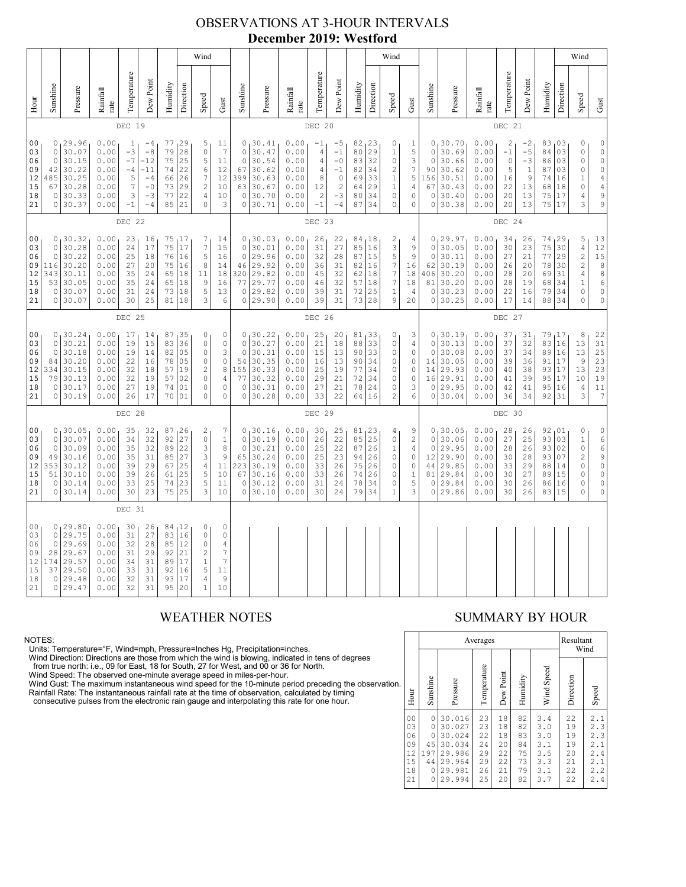# OBSERVATIONS AT 3-HOUR INTERVALS
## December 2019: Westford

### DEC 19 / DEC 20 / DEC 21

| Hour | Sunshine | Pressure | Rainfall rate | Temperature | Dew Point | Humidity | Wind Direction | Wind Speed | Wind Gust | Sunshine | Pressure | Rainfall rate | Temperature | Dew Point | Humidity | Wind Direction | Wind Speed | Wind Gust | Sunshine | Pressure | Rainfall rate | Temperature | Dew Point | Humidity | Wind Direction | Wind Speed | Wind Gust |
|---|---|---|---|---|---|---|---|---|---|---|---|---|---|---|---|---|---|---|---|---|---|---|---|---|---|---|---|
| 00 | 0 | 29.96 | 0.00 | 1 | -4 | 77 | 29 | 5 | 11 | 0 | 30.41 | 0.00 | -1 | -5 | 82 | 23 | 0 | 1 | 0 | 30.70 | 0.00 | 2 | -2 | 83 | 03 | 0 | 0 |
| 03 | 0 | 30.07 | 0.00 | -3 | -8 | 79 | 28 | 0 | 7 | 0 | 30.47 | 0.00 | 4 | -1 | 80 | 29 | 1 | 5 | 0 | 30.69 | 0.00 | -1 | -5 | 84 | 03 | 0 | 0 |
| 06 | 0 | 30.15 | 0.00 | -7 | -12 | 75 | 25 | 5 | 11 | 0 | 30.54 | 0.00 | 4 | -0 | 83 | 32 | 0 | 3 | 0 | 30.66 | 0.00 | 0 | -3 | 86 | 03 | 0 | 0 |
| 09 | 42 | 30.22 | 0.00 | -4 | -11 | 74 | 22 | 6 | 12 | 0 | 30.62 | 0.00 | 4 | -1 | 82 | 34 | 2 | 7 | 90 | 30.62 | 0.00 | 5 | 1 | 87 | 03 | 0 | 0 |
| 12 | 485 | 30.25 | 0.00 | 5 | -4 | 66 | 26 | 7 | 12 | 67 | 30.62 | 0.00 | 8 | 0 | 69 | 33 | 1 | 5 | 156 | 30.51 | 0.00 | 16 | 9 | 74 | 16 | 1 | 4 |
| 15 | 67 | 30.28 | 0.00 | 7 | -0 | 73 | 29 | 2 | 10 | 399 | 30.63 | 0.00 | 12 | 2 | 64 | 29 | 1 | 4 | 67 | 30.43 | 0.00 | 22 | 13 | 68 | 18 | 0 | 4 |
| 18 | 0 | 30.33 | 0.00 | 3 | -3 | 77 | 22 | 4 | 10 | 63 | 30.67 | 0.00 | 2 | -3 | 80 | 34 | 0 | 0 | 0 | 30.40 | 0.00 | 20 | 13 | 75 | 17 | 4 | 9 |
| 21 | 0 | 30.37 | 0.00 | -1 | -4 | 85 | 21 | 0 | 3 | 0 | 30.71 | 0.00 | -1 | -4 | 87 | 34 | 0 | 0 | 0 | 30.38 | 0.00 | 20 | 13 | 75 | 17 | 3 | 9 |

### DEC 22 / DEC 23 / DEC 24

| Hour | Sunshine | Pressure | Rainfall rate | Temperature | Dew Point | Humidity | Wind Direction | Wind Speed | Wind Gust | Sunshine | Pressure | Rainfall rate | Temperature | Dew Point | Humidity | Wind Direction | Wind Speed | Wind Gust | Sunshine | Pressure | Rainfall rate | Temperature | Dew Point | Humidity | Wind Direction | Wind Speed | Wind Gust |
|---|---|---|---|---|---|---|---|---|---|---|---|---|---|---|---|---|---|---|---|---|---|---|---|---|---|---|---|
| 00 | 0 | 30.32 | 0.00 | 23 | 16 | 75 | 17 | 7 | 14 | 0 | 30.03 | 0.00 | 26 | 22 | 84 | 18 | 2 | 4 | 0 | 29.97 | 0.00 | 34 | 26 | 74 | 29 | 5 | 13 |
| 03 | 0 | 30.28 | 0.00 | 24 | 17 | 75 | 17 | 7 | 15 | 0 | 30.01 | 0.00 | 31 | 27 | 85 | 16 | 3 | 9 | 0 | 30.05 | 0.00 | 30 | 23 | 75 | 30 | 4 | 12 |
| 06 | 0 | 30.22 | 0.00 | 25 | 18 | 76 | 16 | 5 | 16 | 0 | 29.96 | 0.00 | 32 | 28 | 87 | 15 | 5 | 9 | 0 | 30.11 | 0.00 | 27 | 21 | 77 | 29 | 2 | 15 |
| 09 | 116 | 30.20 | 0.00 | 27 | 20 | 75 | 16 | 8 | 14 | 46 | 29.92 | 0.00 | 36 | 31 | 82 | 16 | 7 | 16 | 62 | 30.19 | 0.00 | 26 | 20 | 78 | 30 | 2 | 8 |
| 12 | 343 | 30.11 | 0.00 | 35 | 24 | 65 | 18 | 11 | 18 | 320 | 29.82 | 0.00 | 45 | 32 | 62 | 18 | 7 | 18 | 406 | 30.20 | 0.00 | 28 | 20 | 69 | 31 | 4 | 8 |
| 15 | 53 | 30.05 | 0.00 | 35 | 24 | 65 | 18 | 9 | 16 | 77 | 29.77 | 0.00 | 46 | 32 | 57 | 18 | 7 | 18 | 81 | 30.20 | 0.00 | 28 | 19 | 68 | 34 | 1 | 6 |
| 18 | 0 | 30.07 | 0.00 | 31 | 24 | 73 | 18 | 5 | 13 | 0 | 29.82 | 0.00 | 39 | 31 | 72 | 25 | 1 | 4 | 0 | 30.23 | 0.00 | 22 | 16 | 79 | 34 | 0 | 0 |
| 21 | 0 | 30.07 | 0.00 | 30 | 25 | 81 | 18 | 3 | 6 | 0 | 29.90 | 0.00 | 39 | 31 | 73 | 28 | 9 | 20 | 0 | 30.25 | 0.00 | 17 | 14 | 88 | 34 | 0 | 0 |

### DEC 25 / DEC 26 / DEC 27

| Hour | Sunshine | Pressure | Rainfall rate | Temperature | Dew Point | Humidity | Wind Direction | Wind Speed | Wind Gust | Sunshine | Pressure | Rainfall rate | Temperature | Dew Point | Humidity | Wind Direction | Wind Speed | Wind Gust | Sunshine | Pressure | Rainfall rate | Temperature | Dew Point | Humidity | Wind Direction | Wind Speed | Wind Gust |
|---|---|---|---|---|---|---|---|---|---|---|---|---|---|---|---|---|---|---|---|---|---|---|---|---|---|---|---|
| 00 | 0 | 30.24 | 0.00 | 17 | 14 | 87 | 35 | 0 | 0 | 0 | 30.22 | 0.00 | 25 | 20 | 81 | 33 | 0 | 3 | 0 | 30.19 | 0.00 | 37 | 31 | 79 | 17 | 8 | 22 |
| 03 | 0 | 30.21 | 0.00 | 19 | 15 | 83 | 36 | 0 | 0 | 0 | 30.27 | 0.00 | 21 | 18 | 88 | 33 | 0 | 4 | 0 | 30.13 | 0.00 | 37 | 32 | 83 | 16 | 13 | 31 |
| 06 | 0 | 30.18 | 0.00 | 19 | 16 | 82 | 05 | 0 | 3 | 0 | 30.31 | 0.00 | 15 | 13 | 90 | 33 | 0 | 0 | 0 | 30.08 | 0.00 | 37 | 34 | 89 | 16 | 13 | 25 |
| 09 | 84 | 30.20 | 0.00 | 22 | 16 | 78 | 05 | 0 | 0 | 54 | 30.35 | 0.00 | 16 | 13 | 90 | 34 | 0 | 0 | 14 | 30.05 | 0.00 | 39 | 36 | 91 | 17 | 9 | 23 |
| 12 | 334 | 30.15 | 0.00 | 32 | 18 | 57 | 19 | 2 | 8 | 155 | 30.33 | 0.00 | 25 | 19 | 77 | 34 | 0 | 0 | 14 | 29.93 | 0.00 | 40 | 38 | 93 | 17 | 13 | 23 |
| 15 | 79 | 30.13 | 0.00 | 32 | 19 | 57 | 02 | 0 | 4 | 77 | 30.32 | 0.00 | 29 | 21 | 72 | 34 | 0 | 0 | 16 | 29.91 | 0.00 | 41 | 39 | 95 | 17 | 10 | 19 |
| 18 | 0 | 30.17 | 0.00 | 27 | 19 | 74 | 01 | 0 | 0 | 0 | 30.31 | 0.00 | 27 | 21 | 78 | 24 | 0 | 3 | 0 | 29.95 | 0.00 | 42 | 41 | 95 | 16 | 4 | 11 |
| 21 | 0 | 30.19 | 0.00 | 26 | 17 | 70 | 01 | 0 | 0 | 0 | 30.28 | 0.00 | 33 | 22 | 64 | 16 | 2 | 6 | 0 | 30.04 | 0.00 | 36 | 34 | 92 | 31 | 3 | 7 |

### DEC 28 / DEC 29 / DEC 30

| Hour | Sunshine | Pressure | Rainfall rate | Temperature | Dew Point | Humidity | Wind Direction | Wind Speed | Wind Gust | Sunshine | Pressure | Rainfall rate | Temperature | Dew Point | Humidity | Wind Direction | Wind Speed | Wind Gust | Sunshine | Pressure | Rainfall rate | Temperature | Dew Point | Humidity | Wind Direction | Wind Speed | Wind Gust |
|---|---|---|---|---|---|---|---|---|---|---|---|---|---|---|---|---|---|---|---|---|---|---|---|---|---|---|---|
| 00 | 0 | 30.05 | 0.00 | 35 | 32 | 87 | 26 | 2 | 7 | 0 | 30.16 | 0.00 | 30 | 25 | 81 | 23 | 4 | 9 | 0 | 30.05 | 0.00 | 28 | 26 | 92 | 01 | 0 | 0 |
| 03 | 0 | 30.07 | 0.00 | 34 | 32 | 92 | 27 | 0 | 1 | 0 | 30.19 | 0.00 | 26 | 22 | 85 | 25 | 0 | 2 | 0 | 30.06 | 0.00 | 27 | 25 | 93 | 03 | 1 | 6 |
| 06 | 0 | 30.09 | 0.00 | 35 | 32 | 89 | 22 | 3 | 8 | 0 | 30.21 | 0.00 | 25 | 22 | 87 | 26 | 1 | 4 | 0 | 29.95 | 0.00 | 28 | 26 | 93 | 02 | 0 | 6 |
| 09 | 49 | 30.16 | 0.00 | 35 | 31 | 85 | 27 | 3 | 9 | 65 | 30.24 | 0.00 | 25 | 23 | 94 | 26 | 0 | 0 | 12 | 29.90 | 0.00 | 30 | 28 | 93 | 07 | 2 | 9 |
| 12 | 353 | 30.12 | 0.00 | 39 | 29 | 67 | 25 | 4 | 11 | 223 | 30.19 | 0.00 | 33 | 26 | 75 | 26 | 0 | 0 | 44 | 29.85 | 0.00 | 33 | 29 | 88 | 14 | 0 | 0 |
| 15 | 51 | 30.10 | 0.00 | 39 | 26 | 61 | 25 | 5 | 10 | 67 | 30.16 | 0.00 | 33 | 26 | 74 | 26 | 0 | 1 | 81 | 29.84 | 0.00 | 30 | 27 | 89 | 15 | 0 | 0 |
| 18 | 0 | 30.14 | 0.00 | 33 | 25 | 74 | 23 | 5 | 11 | 0 | 30.12 | 0.00 | 31 | 24 | 78 | 34 | 0 | 5 | 0 | 29.84 | 0.00 | 30 | 26 | 86 | 16 | 0 | 0 |
| 21 | 0 | 30.14 | 0.00 | 30 | 23 | 75 | 25 | 3 | 10 | 0 | 30.10 | 0.00 | 30 | 24 | 79 | 34 | 1 | 3 | 0 | 29.86 | 0.00 | 30 | 26 | 83 | 15 | 0 | 0 |

### DEC 31

| Hour | Sunshine | Pressure | Rainfall rate | Temperature | Dew Point | Humidity | Wind Direction | Wind Speed | Wind Gust |
|---|---|---|---|---|---|---|---|---|---|
| 00 | 0 | 29.80 | 0.00 | 30 | 26 | 84 | 12 | 0 | 0 |
| 03 | 0 | 29.75 | 0.00 | 31 | 27 | 83 | 16 | 0 | 0 |
| 06 | 0 | 29.69 | 0.00 | 32 | 28 | 85 | 12 | 0 | 4 |
| 09 | 28 | 29.67 | 0.00 | 31 | 29 | 92 | 21 | 2 | 7 |
| 12 | 174 | 29.57 | 0.00 | 34 | 31 | 89 | 17 | 1 | 7 |
| 15 | 37 | 29.50 | 0.00 | 33 | 31 | 92 | 16 | 5 | 11 |
| 18 | 0 | 29.48 | 0.00 | 32 | 31 | 93 | 17 | 4 | 9 |
| 21 | 0 | 29.47 | 0.00 | 32 | 31 | 95 | 20 | 1 | 10 |

## WEATHER NOTES

NOTES:
Units: Temperature=°F, Wind=mph, Pressure=Inches Hg, Precipitation=inches.
Wind Direction: Directions are those from which the wind is blowing, indicated in tens of degrees from true north: i.e., 09 for East, 18 for South, 27 for West, and 00 or 36 for North.
Wind Speed: The observed one-minute average speed in miles-per-hour.
Wind Gust: The maximum instantaneous wind speed for the 10-minute period preceding the observation.
Rainfall Rate: The instantaneous rainfall rate at the time of observation, calculated by timing consecutive pulses from the electronic rain gauge and interpolating this rate for one hour.

## SUMMARY BY HOUR

| Hour | Averages | | | | | | Resultant Wind | |
|---|---|---|---|---|---|---|---|---|
| | Sunshine | Pressure | Temperature | Dew Point | Humidity | Wind Speed | Direction | Speed |
| 00 | 0 | 30.016 | 23 | 18 | 82 | 3.4 | 22 | 2.1 |
| 03 | 0 | 30.027 | 23 | 18 | 82 | 3.0 | 19 | 2.3 |
| 06 | 0 | 30.024 | 22 | 18 | 83 | 3.0 | 19 | 2.3 |
| 09 | 45 | 30.034 | 24 | 20 | 84 | 3.1 | 19 | 2.1 |
| 12 | 197 | 29.986 | 29 | 22 | 75 | 3.5 | 20 | 2.4 |
| 15 | 44 | 29.964 | 29 | 22 | 73 | 3.3 | 21 | 2.1 |
| 18 | 0 | 29.981 | 26 | 21 | 79 | 3.1 | 22 | 2.2 |
| 21 | 0 | 29.994 | 25 | 20 | 82 | 3.7 | 22 | 2.4 |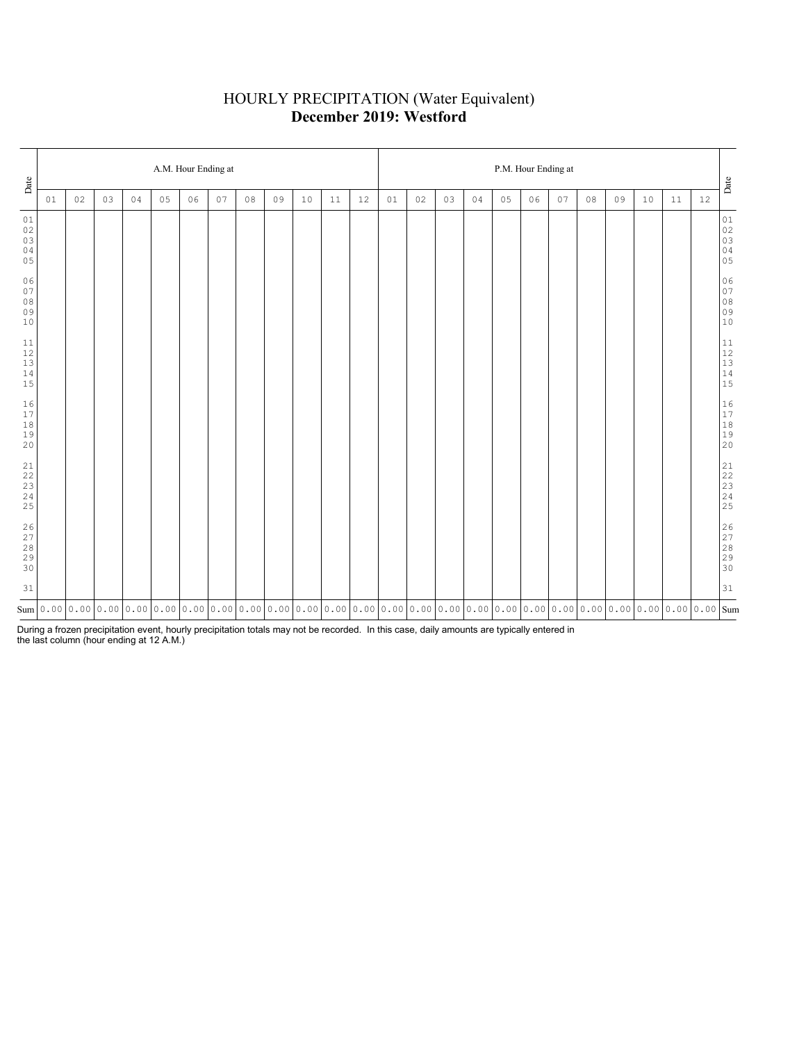# HOURLY PRECIPITATION (Water Equivalent)

## **December 2019: Westford**

| Date | A.M. Hour Ending at | | | | | | | | | | | | P.M. Hour Ending at | | | | | | | | | | | | Date |
|---|---|---|---|---|---|---|---|---|---|---|---|---|---|---|---|---|---|---|---|---|---|---|---|---|---|
| | 01 | 02 | 03 | 04 | 05 | 06 | 07 | 08 | 09 | 10 | 11 | 12 | 01 | 02 | 03 | 04 | 05 | 06 | 07 | 08 | 09 | 10 | 11 | 12 | |
| 01 | | | | | | | | | | | | | | | | | | | | | | | | | 01 |
| 02 | | | | | | | | | | | | | | | | | | | | | | | | | 02 |
| 03 | | | | | | | | | | | | | | | | | | | | | | | | | 03 |
| 04 | | | | | | | | | | | | | | | | | | | | | | | | | 04 |
| 05 | | | | | | | | | | | | | | | | | | | | | | | | | 05 |
| 06 | | | | | | | | | | | | | | | | | | | | | | | | | 06 |
| 07 | | | | | | | | | | | | | | | | | | | | | | | | | 07 |
| 08 | | | | | | | | | | | | | | | | | | | | | | | | | 08 |
| 09 | | | | | | | | | | | | | | | | | | | | | | | | | 09 |
| 10 | | | | | | | | | | | | | | | | | | | | | | | | | 10 |
| 11 | | | | | | | | | | | | | | | | | | | | | | | | | 11 |
| 12 | | | | | | | | | | | | | | | | | | | | | | | | | 12 |
| 13 | | | | | | | | | | | | | | | | | | | | | | | | | 13 |
| 14 | | | | | | | | | | | | | | | | | | | | | | | | | 14 |
| 15 | | | | | | | | | | | | | | | | | | | | | | | | | 15 |
| 16 | | | | | | | | | | | | | | | | | | | | | | | | | 16 |
| 17 | | | | | | | | | | | | | | | | | | | | | | | | | 17 |
| 18 | | | | | | | | | | | | | | | | | | | | | | | | | 18 |
| 19 | | | | | | | | | | | | | | | | | | | | | | | | | 19 |
| 20 | | | | | | | | | | | | | | | | | | | | | | | | | 20 |
| 21 | | | | | | | | | | | | | | | | | | | | | | | | | 21 |
| 22 | | | | | | | | | | | | | | | | | | | | | | | | | 22 |
| 23 | | | | | | | | | | | | | | | | | | | | | | | | | 23 |
| 24 | | | | | | | | | | | | | | | | | | | | | | | | | 24 |
| 25 | | | | | | | | | | | | | | | | | | | | | | | | | 25 |
| 26 | | | | | | | | | | | | | | | | | | | | | | | | | 26 |
| 27 | | | | | | | | | | | | | | | | | | | | | | | | | 27 |
| 28 | | | | | | | | | | | | | | | | | | | | | | | | | 28 |
| 29 | | | | | | | | | | | | | | | | | | | | | | | | | 29 |
| 30 | | | | | | | | | | | | | | | | | | | | | | | | | 30 |
| 31 | | | | | | | | | | | | | | | | | | | | | | | | | 31 |
| Sum | 0.00 | 0.00 | 0.00 | 0.00 | 0.00 | 0.00 | 0.00 | 0.00 | 0.00 | 0.00 | 0.00 | 0.00 | 0.00 | 0.00 | 0.00 | 0.00 | 0.00 | 0.00 | 0.00 | 0.00 | 0.00 | 0.00 | 0.00 | 0.00 | Sum |

During a frozen precipitation event, hourly precipitation totals may not be recorded. In this case, daily amounts are typically entered in the last column (hour ending at 12 A.M.)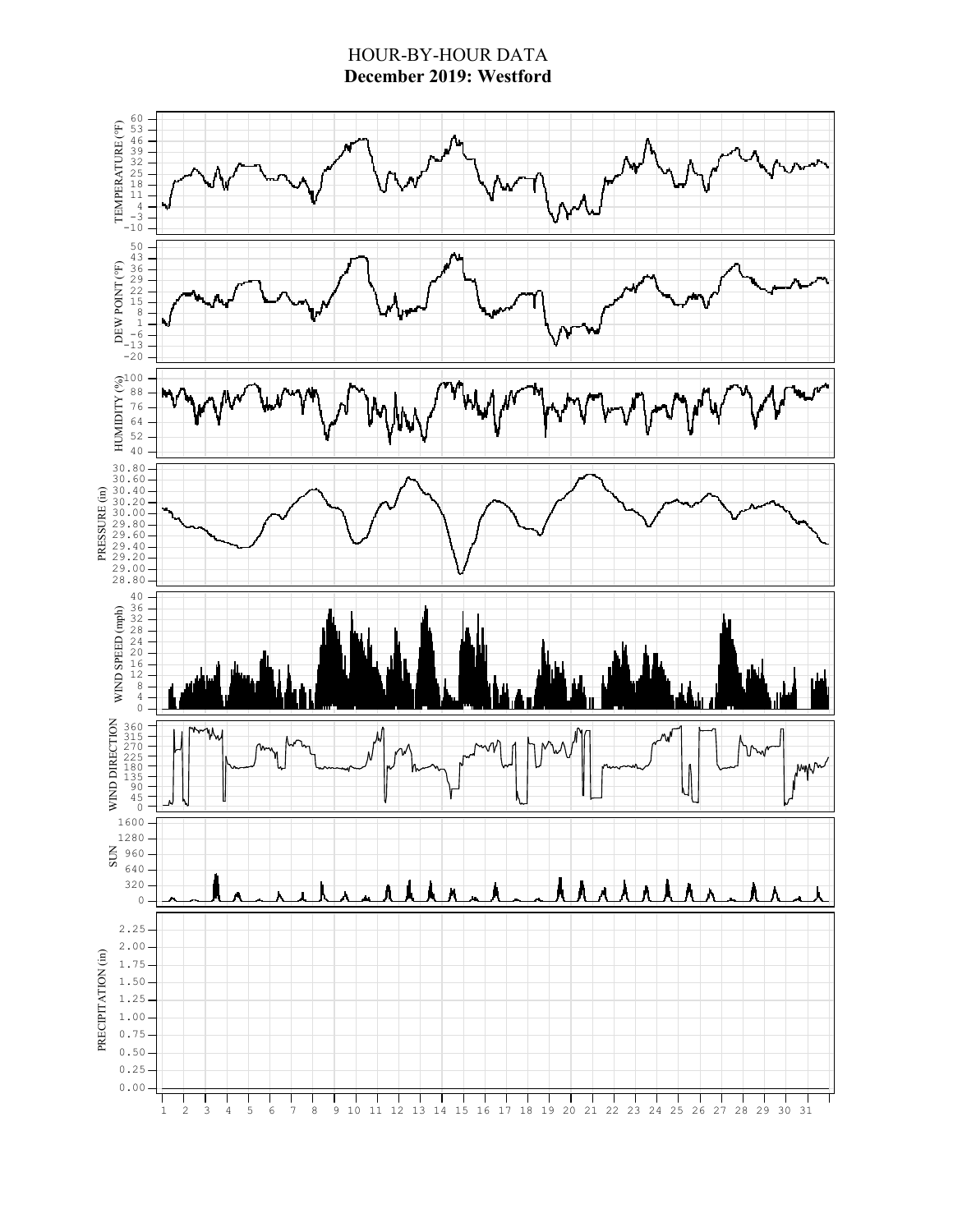# HOUR-BY-HOUR DATA

## December 2019: Westford

TEMPERATURE (°F): 60, 53, 46, 39, 32, 25, 18, 11, 4, −3, −10

DEW POINT (°F): 50, 43, 36, 29, 22, 15, 8, 1, −6, −13, −20

HUMIDITY (%): 100, 88, 76, 64, 52, 40

PRESSURE (in): 30.80, 30.60, 30.40, 30.20, 30.00, 29.80, 29.60, 29.40, 29.20, 29.00, 28.80

WIND SPEED (mph): 40, 36, 32, 28, 24, 20, 16, 12, 8, 4, 0

WIND DIRECTION: 360, 315, 270, 225, 180, 135, 90, 45, 0

SUN: 1600, 1280, 960, 640, 320, 0

PRECIPITATION (in): 2.25, 2.00, 1.75, 1.50, 1.25, 1.00, 0.75, 0.50, 0.25, 0.00

1 2 3 4 5 6 7 8 9 10 11 12 13 14 15 16 17 18 19 20 21 22 23 24 25 26 27 28 29 30 31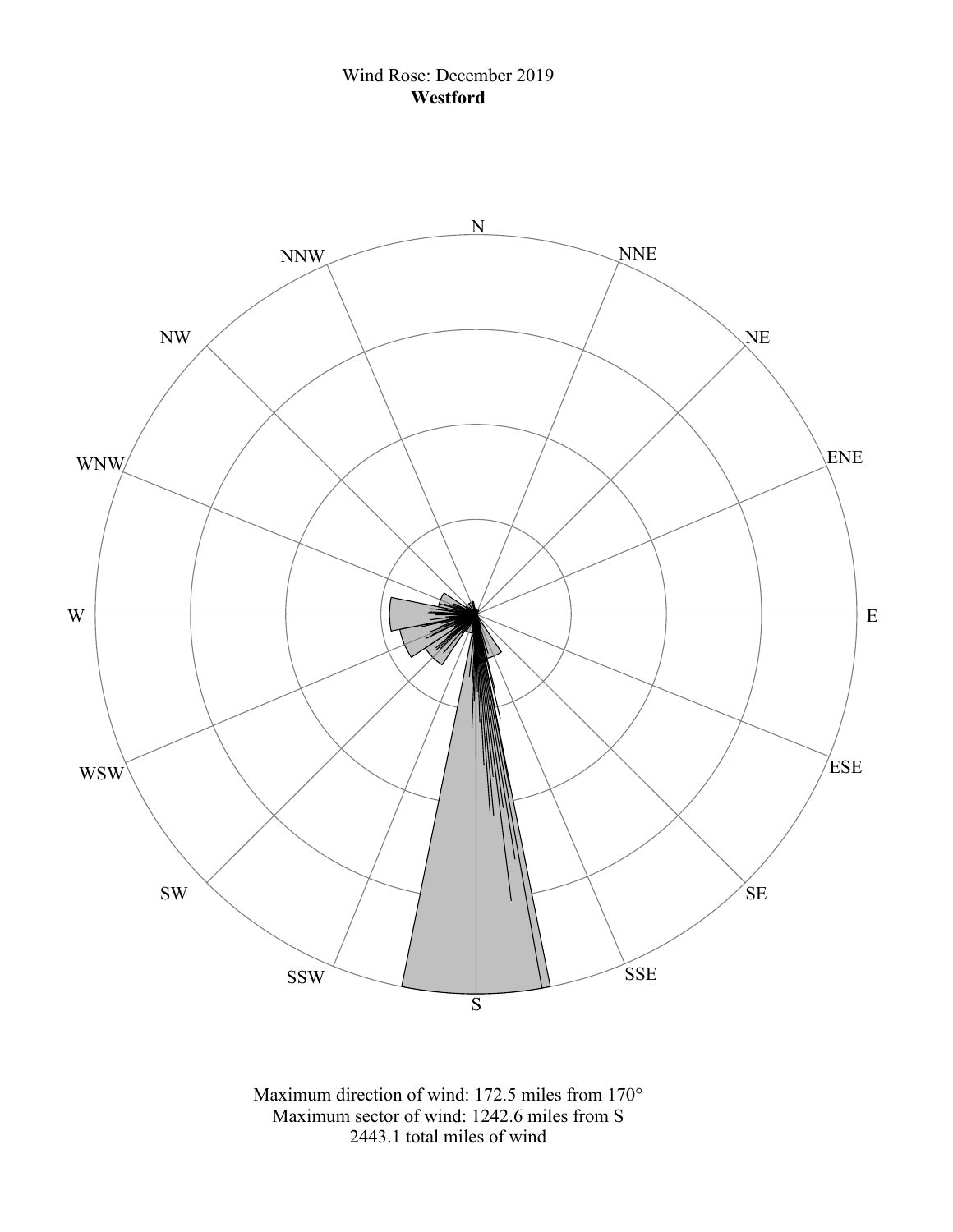Wind Rose: December 2019

**Westford**

N

NNE

NE

ENE

E

ESE

SE

SSE

S

SSW

SW

WSW

W

WNW

NW

NNW

Maximum direction of wind: 172.5 miles from 170°

Maximum sector of wind: 1242.6 miles from S

2443.1 total miles of wind